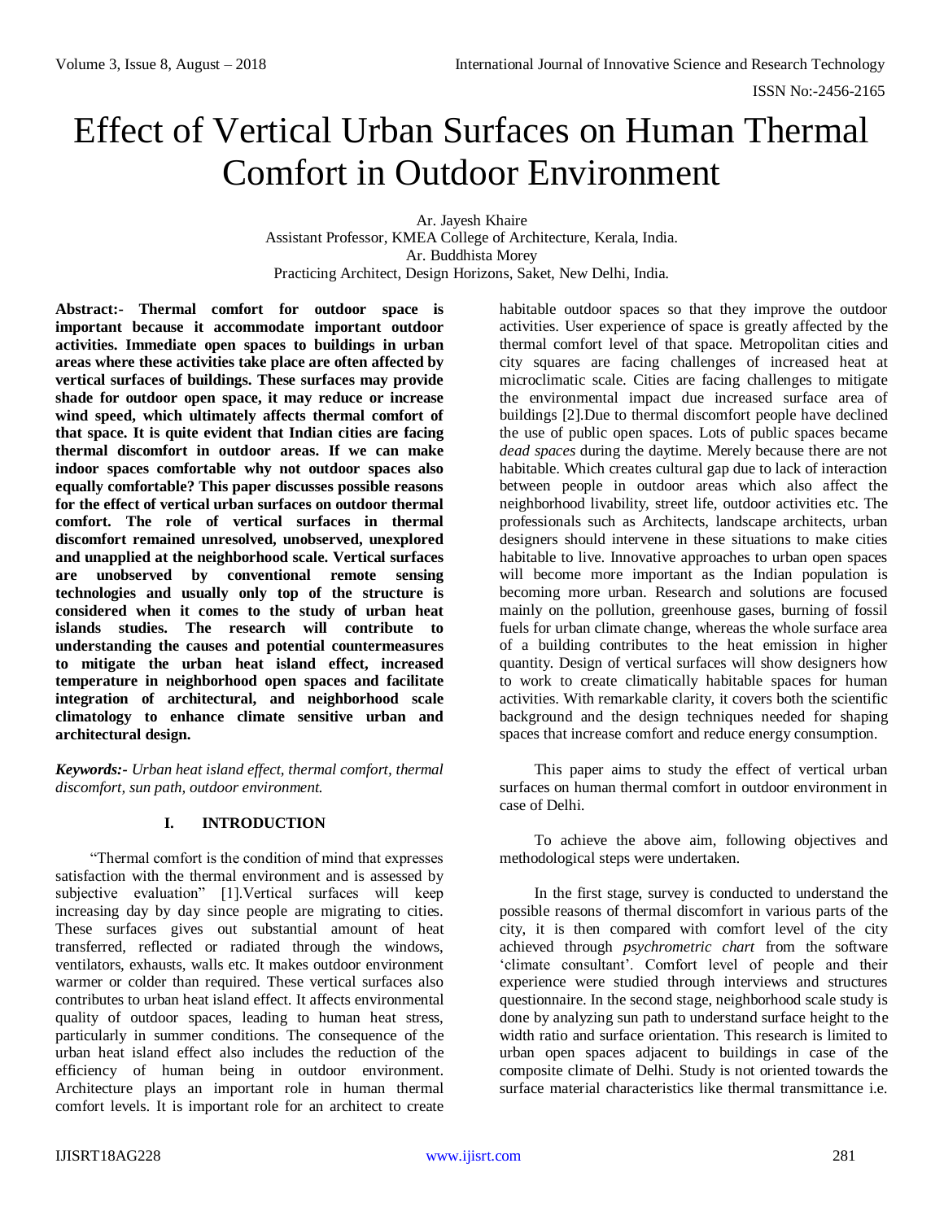# Effect of Vertical Urban Surfaces on Human Thermal Comfort in Outdoor Environment

Ar. Jayesh Khaire
Assistant Professor, KMEA College of Architecture, Kerala, India.
Ar. Buddhista Morey
Practicing Architect, Design Horizons, Saket, New Delhi, India.

**Abstract:- Thermal comfort for outdoor space is important because it accommodate important outdoor activities. Immediate open spaces to buildings in urban areas where these activities take place are often affected by vertical surfaces of buildings. These surfaces may provide shade for outdoor open space, it may reduce or increase wind speed, which ultimately affects thermal comfort of that space. It is quite evident that Indian cities are facing thermal discomfort in outdoor areas. If we can make indoor spaces comfortable why not outdoor spaces also equally comfortable? This paper discusses possible reasons for the effect of vertical urban surfaces on outdoor thermal comfort. The role of vertical surfaces in thermal discomfort remained unresolved, unobserved, unexplored and unapplied at the neighborhood scale. Vertical surfaces are unobserved by conventional remote sensing technologies and usually only top of the structure is considered when it comes to the study of urban heat islands studies. The research will contribute to understanding the causes and potential countermeasures to mitigate the urban heat island effect, increased temperature in neighborhood open spaces and facilitate integration of architectural, and neighborhood scale climatology to enhance climate sensitive urban and architectural design.**

***Keywords:-** Urban heat island effect, thermal comfort, thermal discomfort, sun path, outdoor environment.*

## I. INTRODUCTION

"Thermal comfort is the condition of mind that expresses satisfaction with the thermal environment and is assessed by subjective evaluation" [1].Vertical surfaces will keep increasing day by day since people are migrating to cities. These surfaces gives out substantial amount of heat transferred, reflected or radiated through the windows, ventilators, exhausts, walls etc. It makes outdoor environment warmer or colder than required. These vertical surfaces also contributes to urban heat island effect. It affects environmental quality of outdoor spaces, leading to human heat stress, particularly in summer conditions. The consequence of the urban heat island effect also includes the reduction of the efficiency of human being in outdoor environment. Architecture plays an important role in human thermal comfort levels. It is important role for an architect to create habitable outdoor spaces so that they improve the outdoor activities. User experience of space is greatly affected by the thermal comfort level of that space. Metropolitan cities and city squares are facing challenges of increased heat at microclimatic scale. Cities are facing challenges to mitigate the environmental impact due increased surface area of buildings [2].Due to thermal discomfort people have declined the use of public open spaces. Lots of public spaces became *dead spaces* during the daytime. Merely because there are not habitable. Which creates cultural gap due to lack of interaction between people in outdoor areas which also affect the neighborhood livability, street life, outdoor activities etc. The professionals such as Architects, landscape architects, urban designers should intervene in these situations to make cities habitable to live. Innovative approaches to urban open spaces will become more important as the Indian population is becoming more urban. Research and solutions are focused mainly on the pollution, greenhouse gases, burning of fossil fuels for urban climate change, whereas the whole surface area of a building contributes to the heat emission in higher quantity. Design of vertical surfaces will show designers how to work to create climatically habitable spaces for human activities. With remarkable clarity, it covers both the scientific background and the design techniques needed for shaping spaces that increase comfort and reduce energy consumption.

This paper aims to study the effect of vertical urban surfaces on human thermal comfort in outdoor environment in case of Delhi.

To achieve the above aim, following objectives and methodological steps were undertaken.

In the first stage, survey is conducted to understand the possible reasons of thermal discomfort in various parts of the city, it is then compared with comfort level of the city achieved through *psychrometric chart* from the software 'climate consultant'. Comfort level of people and their experience were studied through interviews and structures questionnaire. In the second stage, neighborhood scale study is done by analyzing sun path to understand surface height to the width ratio and surface orientation. This research is limited to urban open spaces adjacent to buildings in case of the composite climate of Delhi. Study is not oriented towards the surface material characteristics like thermal transmittance i.e.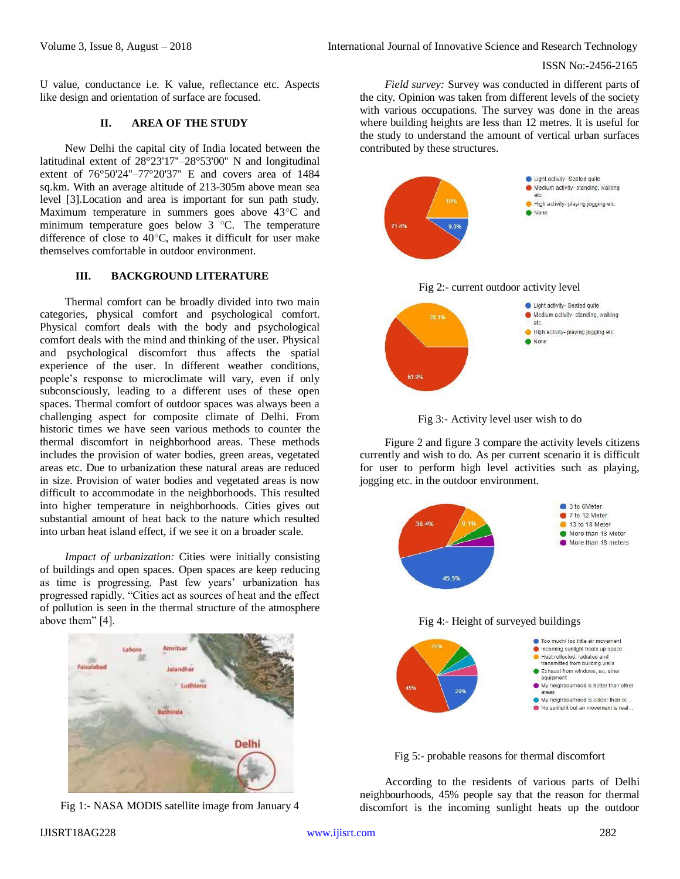U value, conductance i.e. K value, reflectance etc. Aspects like design and orientation of surface are focused.

## II. AREA OF THE STUDY

New Delhi the capital city of India located between the latitudinal extent of 28°23'17"–28°53'00" N and longitudinal extent of 76°50'24"–77°20'37" E and covers area of 1484 sq.km. With an average altitude of 213-305m above mean sea level [3].Location and area is important for sun path study. Maximum temperature in summers goes above 43°C and minimum temperature goes below 3 °C. The temperature difference of close to 40°C, makes it difficult for user make themselves comfortable in outdoor environment.

## III. BACKGROUND LITERATURE

Thermal comfort can be broadly divided into two main categories, physical comfort and psychological comfort. Physical comfort deals with the body and psychological comfort deals with the mind and thinking of the user. Physical and psychological discomfort thus affects the spatial experience of the user. In different weather conditions, people's response to microclimate will vary, even if only subconsciously, leading to a different uses of these open spaces. Thermal comfort of outdoor spaces was always been a challenging aspect for composite climate of Delhi. From historic times we have seen various methods to counter the thermal discomfort in neighborhood areas. These methods includes the provision of water bodies, green areas, vegetated areas etc. Due to urbanization these natural areas are reduced in size. Provision of water bodies and vegetated areas is now difficult to accommodate in the neighborhoods. This resulted into higher temperature in neighborhoods. Cities gives out substantial amount of heat back to the nature which resulted into urban heat island effect, if we see it on a broader scale.

*Impact of urbanization:* Cities were initially consisting of buildings and open spaces. Open spaces are keep reducing as time is progressing. Past few years' urbanization has progressed rapidly. "Cities act as sources of heat and the effect of pollution is seen in the thermal structure of the atmosphere above them" [4].

Fig 1:- NASA MODIS satellite image from January 4

*Field survey:* Survey was conducted in different parts of the city. Opinion was taken from different levels of the society with various occupations. The survey was done in the areas where building heights are less than 12 metres. It is useful for the study to understand the amount of vertical urban surfaces contributed by these structures.

Fig 2:- current outdoor activity level

Fig 3:- Activity level user wish to do

Figure 2 and figure 3 compare the activity levels citizens currently and wish to do. As per current scenario it is difficult for user to perform high level activities such as playing, jogging etc. in the outdoor environment.

Fig 4:- Height of surveyed buildings

Fig 5:- probable reasons for thermal discomfort

According to the residents of various parts of Delhi neighbourhoods, 45% people say that the reason for thermal discomfort is the incoming sunlight heats up the outdoor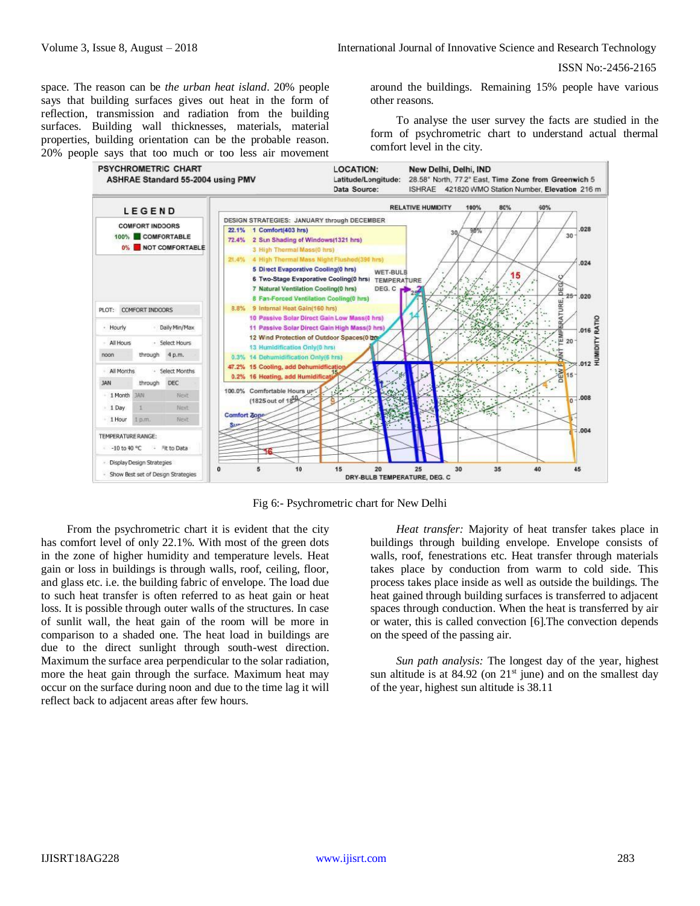space. The reason can be *the urban heat island*. 20% people says that building surfaces gives out heat in the form of reflection, transmission and radiation from the building surfaces. Building wall thicknesses, materials, material properties, building orientation can be the probable reason. 20% people says that too much or too less air movement around the buildings. Remaining 15% people have various other reasons.

To analyse the user survey the facts are studied in the form of psychrometric chart to understand actual thermal comfort level in the city.

Fig 6:- Psychrometric chart for New Delhi

From the psychrometric chart it is evident that the city has comfort level of only 22.1%. With most of the green dots in the zone of higher humidity and temperature levels. Heat gain or loss in buildings is through walls, roof, ceiling, floor, and glass etc. i.e. the building fabric of envelope. The load due to such heat transfer is often referred to as heat gain or heat loss. It is possible through outer walls of the structures. In case of sunlit wall, the heat gain of the room will be more in comparison to a shaded one. The heat load in buildings are due to the direct sunlight through south-west direction. Maximum the surface area perpendicular to the solar radiation, more the heat gain through the surface. Maximum heat may occur on the surface during noon and due to the time lag it will reflect back to adjacent areas after few hours.

*Heat transfer:* Majority of heat transfer takes place in buildings through building envelope. Envelope consists of walls, roof, fenestrations etc. Heat transfer through materials takes place by conduction from warm to cold side. This process takes place inside as well as outside the buildings. The heat gained through building surfaces is transferred to adjacent spaces through conduction. When the heat is transferred by air or water, this is called convection [6].The convection depends on the speed of the passing air.

*Sun path analysis:* The longest day of the year, highest sun altitude is at 84.92 (on 21[st] june) and on the smallest day of the year, highest sun altitude is 38.11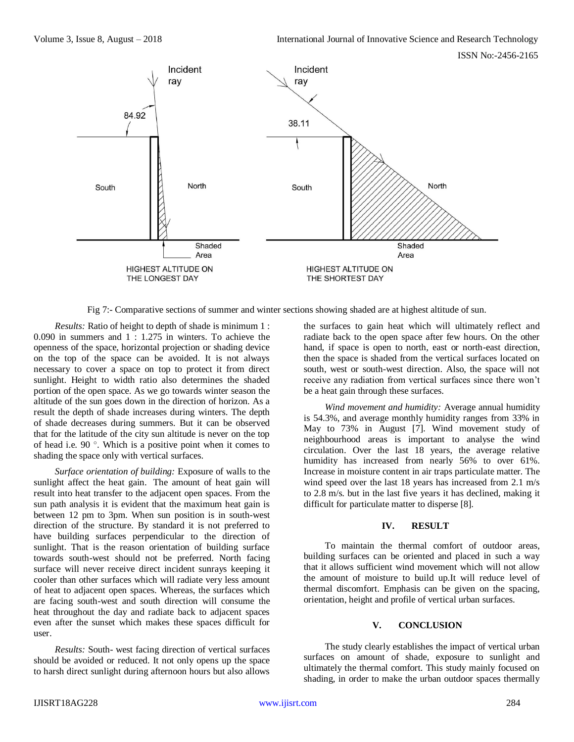Fig 7:- Comparative sections of summer and winter sections showing shaded are at highest altitude of sun.

*Results:* Ratio of height to depth of shade is minimum 1 : 0.090 in summers and 1 : 1.275 in winters. To achieve the openness of the space, horizontal projection or shading device on the top of the space can be avoided. It is not always necessary to cover a space on top to protect it from direct sunlight. Height to width ratio also determines the shaded portion of the open space. As we go towards winter season the altitude of the sun goes down in the direction of horizon. As a result the depth of shade increases during winters. The depth of shade decreases during summers. But it can be observed that for the latitude of the city sun altitude is never on the top of head i.e. 90 °. Which is a positive point when it comes to shading the space only with vertical surfaces.

*Surface orientation of building:* Exposure of walls to the sunlight affect the heat gain. The amount of heat gain will result into heat transfer to the adjacent open spaces. From the sun path analysis it is evident that the maximum heat gain is between 12 pm to 3pm. When sun position is in south-west direction of the structure. By standard it is not preferred to have building surfaces perpendicular to the direction of sunlight. That is the reason orientation of building surface towards south-west should not be preferred. North facing surface will never receive direct incident sunrays keeping it cooler than other surfaces which will radiate very less amount of heat to adjacent open spaces. Whereas, the surfaces which are facing south-west and south direction will consume the heat throughout the day and radiate back to adjacent spaces even after the sunset which makes these spaces difficult for user.

*Results:* South- west facing direction of vertical surfaces should be avoided or reduced. It not only opens up the space to harsh direct sunlight during afternoon hours but also allows the surfaces to gain heat which will ultimately reflect and radiate back to the open space after few hours. On the other hand, if space is open to north, east or north-east direction, then the space is shaded from the vertical surfaces located on south, west or south-west direction. Also, the space will not receive any radiation from vertical surfaces since there won't be a heat gain through these surfaces.

*Wind movement and humidity:* Average annual humidity is 54.3%, and average monthly humidity ranges from 33% in May to 73% in August [7]. Wind movement study of neighbourhood areas is important to analyse the wind circulation. Over the last 18 years, the average relative humidity has increased from nearly 56% to over 61%. Increase in moisture content in air traps particulate matter. The wind speed over the last 18 years has increased from 2.1 m/s to 2.8 m/s. but in the last five years it has declined, making it difficult for particulate matter to disperse [8].

## IV. RESULT

To maintain the thermal comfort of outdoor areas, building surfaces can be oriented and placed in such a way that it allows sufficient wind movement which will not allow the amount of moisture to build up.It will reduce level of thermal discomfort. Emphasis can be given on the spacing, orientation, height and profile of vertical urban surfaces.

## V. CONCLUSION

The study clearly establishes the impact of vertical urban surfaces on amount of shade, exposure to sunlight and ultimately the thermal comfort. This study mainly focused on shading, in order to make the urban outdoor spaces thermally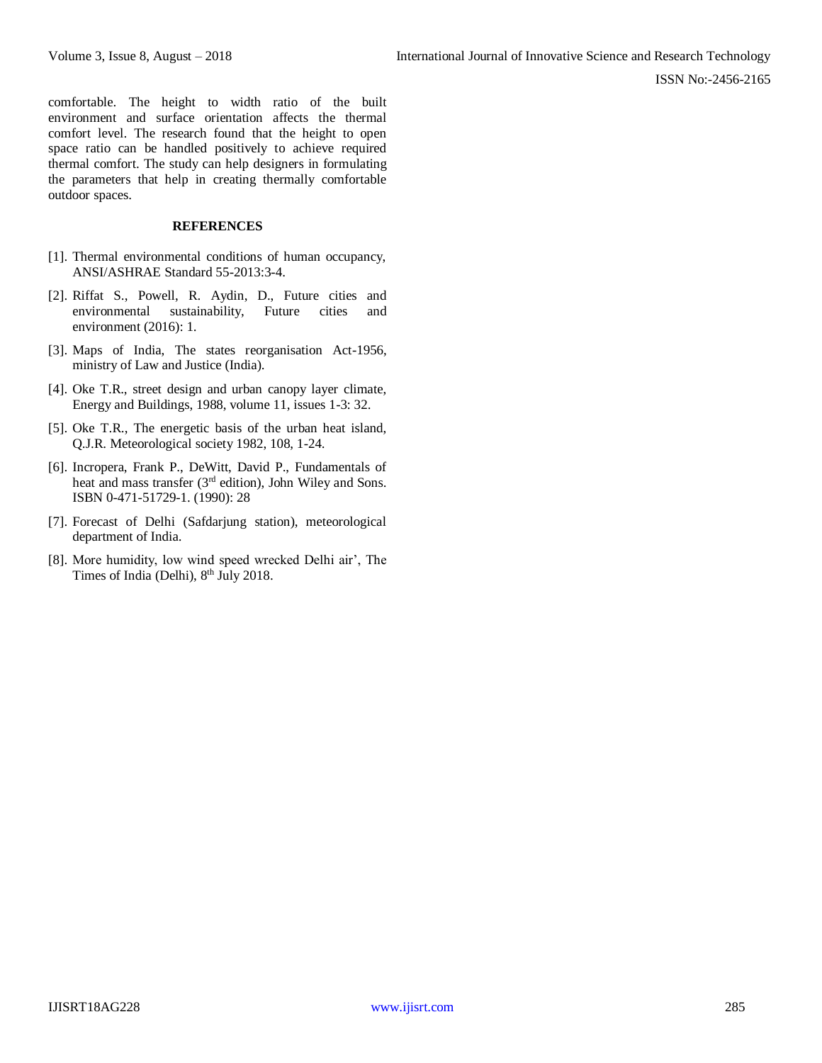comfortable. The height to width ratio of the built environment and surface orientation affects the thermal comfort level. The research found that the height to open space ratio can be handled positively to achieve required thermal comfort. The study can help designers in formulating the parameters that help in creating thermally comfortable outdoor spaces.

## REFERENCES

[1]. Thermal environmental conditions of human occupancy, ANSI/ASHRAE Standard 55-2013:3-4.

[2]. Riffat S., Powell, R. Aydin, D., Future cities and environmental sustainability, Future cities and environment (2016): 1.

[3]. Maps of India, The states reorganisation Act-1956, ministry of Law and Justice (India).

[4]. Oke T.R., street design and urban canopy layer climate, Energy and Buildings, 1988, volume 11, issues 1-3: 32.

[5]. Oke T.R., The energetic basis of the urban heat island, Q.J.R. Meteorological society 1982, 108, 1-24.

[6]. Incropera, Frank P., DeWitt, David P., Fundamentals of heat and mass transfer (3rd edition), John Wiley and Sons. ISBN 0-471-51729-1. (1990): 28

[7]. Forecast of Delhi (Safdarjung station), meteorological department of India.

[8]. More humidity, low wind speed wrecked Delhi air', The Times of India (Delhi), 8th July 2018.